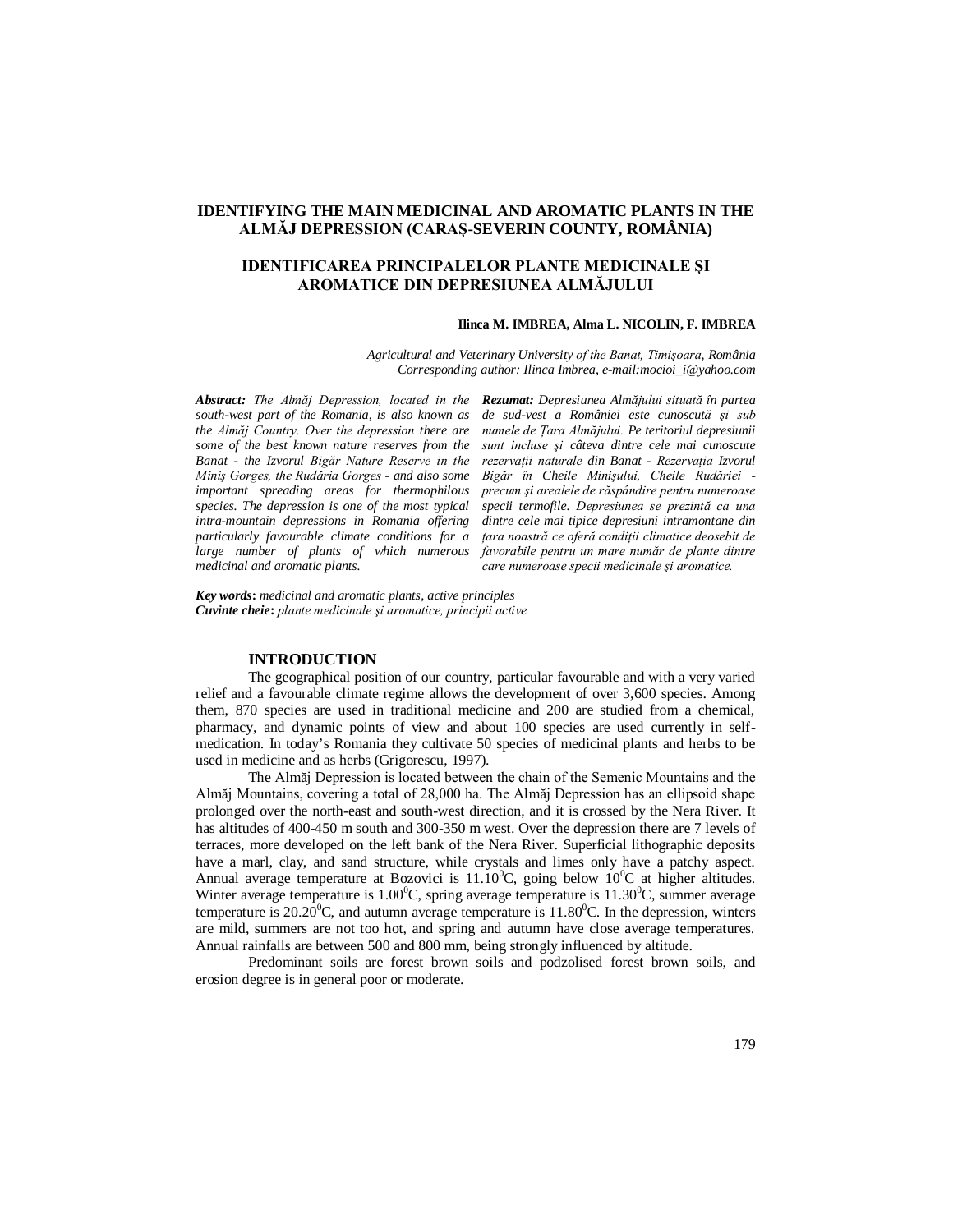# IDENTIFYING THE MAIN MEDICINAL AND AROMATIC PLANTS IN THE ALMĂJ DEPRESSION (CARAȘ-SEVERIN COUNTY, ROMÂNIA)

# IDENTIFICAREA PRINCIPALELOR PLANTE MEDICINALE ȘI AROMATICE DIN DEPRESIUNEA ALMĂJULUI

**Ilinca M. IMBREA, Alma L. NICOLIN, F. IMBREA**

*Agricultural and Veterinary University of the Banat, Timişoara, România*
*Corresponding author: Ilinca Imbrea, e-mail:mocioi_i@yahoo.com*

***Abstract:*** *The Almăj Depression, located in the south-west part of the Romania, is also known as the Almăj Country. Over the depression there are some of the best known nature reserves from the Banat - the Izvorul Bigăr Nature Reserve in the Miniş Gorges, the Rudăria Gorges - and also some important spreading areas for thermophilous species. The depression is one of the most typical intra-mountain depressions in Romania offering particularly favourable climate conditions for a large number of plants of which numerous medicinal and aromatic plants.*

***Rezumat:*** *Depresiunea Almăjului situată în partea de sud-vest a României este cunoscută şi sub numele de Ţara Almăjului. Pe teritoriul depresiunii sunt incluse şi câteva dintre cele mai cunoscute rezervații naturale din Banat - Rezervaţia Izvorul Bigăr în Cheile Minişului, Cheile Rudăriei - precum şi arealele de răspândire pentru numeroase specii termofile. Depresiunea se prezintă ca una dintre cele mai tipice depresiuni intramontane din ţara noastră ce oferă condiţii climatice deosebit de favorabile pentru un mare număr de plante dintre care numeroase specii medicinale şi aromatice.*

***Key words*:** *medicinal and aromatic plants, active principles*
***Cuvinte cheie*:** *plante medicinale şi aromatice, principii active*

## INTRODUCTION

The geographical position of our country, particular favourable and with a very varied relief and a favourable climate regime allows the development of over 3,600 species. Among them, 870 species are used in traditional medicine and 200 are studied from a chemical, pharmacy, and dynamic points of view and about 100 species are used currently in self-medication. In today's Romania they cultivate 50 species of medicinal plants and herbs to be used in medicine and as herbs (Grigorescu, 1997).

The Almăj Depression is located between the chain of the Semenic Mountains and the Almăj Mountains, covering a total of 28,000 ha. The Almăj Depression has an ellipsoid shape prolonged over the north-east and south-west direction, and it is crossed by the Nera River. It has altitudes of 400-450 m south and 300-350 m west. Over the depression there are 7 levels of terraces, more developed on the left bank of the Nera River. Superficial lithographic deposits have a marl, clay, and sand structure, while crystals and limes only have a patchy aspect. Annual average temperature at Bozovici is 11.10$^0$C, going below 10$^0$C at higher altitudes. Winter average temperature is 1.00$^0$C, spring average temperature is 11.30$^0$C, summer average temperature is 20.20$^0$C, and autumn average temperature is 11.80$^0$C. In the depression, winters are mild, summers are not too hot, and spring and autumn have close average temperatures. Annual rainfalls are between 500 and 800 mm, being strongly influenced by altitude.

Predominant soils are forest brown soils and podzolised forest brown soils, and erosion degree is in general poor or moderate.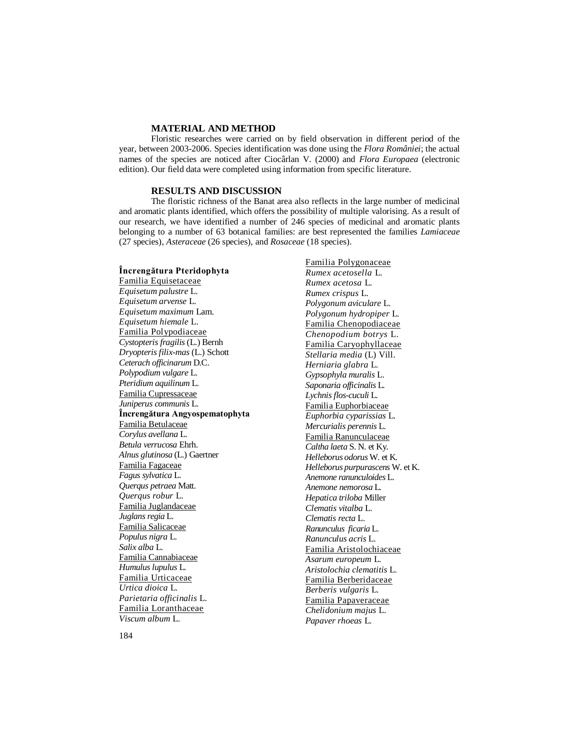## MATERIAL AND METHOD

Floristic researches were carried on by field observation in different period of the year, between 2003-2006. Species identification was done using the *Flora României*; the actual names of the species are noticed after Ciocârlan V. (2000) and *Flora Europaea* (electronic edition). Our field data were completed using information from specific literature.

## RESULTS AND DISCUSSION

The floristic richness of the Banat area also reflects in the large number of medicinal and aromatic plants identified, which offers the possibility of multiple valorising. As a result of our research, we have identified a number of 246 species of medicinal and aromatic plants belonging to a number of 63 botanical families: are best represented the families *Lamiaceae* (27 species), *Asteraceae* (26 species), and *Rosaceae* (18 species).

**Încrengătura Pteridophyta**

Familia Equisetaceae
*Equisetum palustre* L.
*Equisetum arvense* L.
*Equisetum maximum* Lam.
*Equisetum hiemale* L.

Familia Polypodiaceae
*Cystopteris fragilis* (L.) Bernh
*Dryopteris filix-mas* (L.) Schott
*Ceterach officinarum* D.C.
*Polypodium vulgare* L.
*Pteridium aquilinum* L.

Familia Cupressaceae
*Juniperus communis* L.

**Încrengătura Angyospematophyta**

Familia Betulaceae
*Corylus avellana* L.
*Betula verrucosa* Ehrh.
*Alnus glutinosa* (L.) Gaertner

Familia Fagaceae
*Fagus sylvatica* L.
*Querqus petraea* Matt.
*Querqus robur* L.

Familia Juglandaceae
*Juglans regia* L.

Familia Salicaceae
*Populus nigra* L.
*Salix alba* L.

Familia Cannabiaceae
*Humulus lupulus* L.

Familia Urticaceae
*Urtica dioica* L.
*Parietaria officinalis* L.

Familia Loranthaceae
*Viscum album* L.

Familia Polygonaceae
*Rumex acetosella* L.
*Rumex acetosa* L.
*Rumex crispus* L.
*Polygonum aviculare* L.
*Polygonum hydropiper* L.

Familia Chenopodiaceae
*Chenopodium botrys* L.

Familia Caryophyllaceae
*Stellaria media* (L) Vill.
*Herniaria glabra* L.
*Gypsophyla muralis* L.
*Saponaria officinalis* L.
*Lychnis flos-cuculi* L.

Familia Euphorbiaceae
*Euphorbia cyparissias* L.
*Mercurialis perennis* L.

Familia Ranunculaceae
*Caltha laeta* S. N. et Ky.
*Helleborus odorus* W. et K.
*Helleborus purpurascens* W. et K.
*Anemone ranunculoides* L.
*Anemone nemorosa* L.
*Hepatica triloba* Miller
*Clematis vitalba* L.
*Clematis recta* L.
*Ranunculus ficaria* L.
*Ranunculus acris* L.

Familia Aristolochiaceae
*Asarum europeum* L.
*Aristolochia clematitis* L.

Familia Berberidaceae
*Berberis vulgaris* L.

Familia Papaveraceae
*Chelidonium majus* L.
*Papaver rhoeas* L.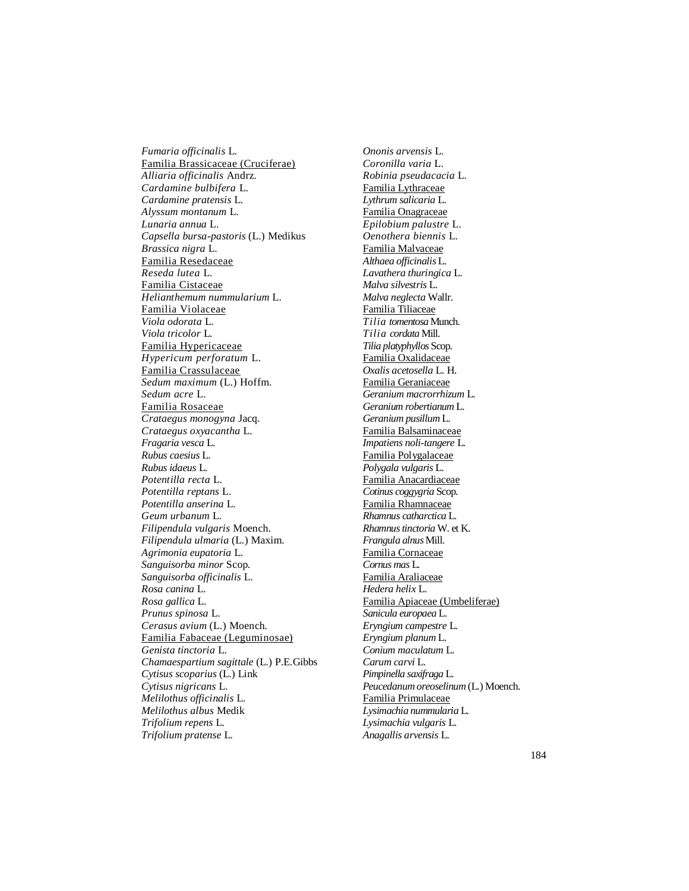*Fumaria officinalis* L.
Familia Brassicaceae (Cruciferae)
*Alliaria officinalis* Andrz.
*Cardamine bulbifera* L.
*Cardamine pratensis* L.
*Alyssum montanum* L.
*Lunaria annua* L.
*Capsella bursa-pastoris* (L.) Medikus
*Brassica nigra* L.
Familia Resedaceae
*Reseda lutea* L.
Familia Cistaceae
*Helianthemum nummularium* L.
Familia Violaceae
*Viola odorata* L.
*Viola tricolor* L.
Familia Hypericaceae
*Hypericum perforatum* L.
Familia Crassulaceae
*Sedum maximum* (L.) Hoffm.
*Sedum acre* L.
Familia Rosaceae
*Crataegus monogyna* Jacq.
*Crataegus oxyacantha* L.
*Fragaria vesca* L.
*Rubus caesius* L.
*Rubus idaeus* L.
*Potentilla recta* L.
*Potentilla reptans* L.
*Potentilla anserina* L.
*Geum urbanum* L.
*Filipendula vulgaris* Moench.
*Filipendula ulmaria* (L.) Maxim.
*Agrimonia eupatoria* L.
*Sanguisorba minor* Scop.
*Sanguisorba officinalis* L.
*Rosa canina* L.
*Rosa gallica* L.
*Prunus spinosa* L.
*Cerasus avium* (L.) Moench.
Familia Fabaceae (Leguminosae)
*Genista tinctoria* L.
*Chamaespartium sagittale* (L.) P.E.Gibbs
*Cytisus scoparius* (L.) Link
*Cytisus nigricans* L.
*Melilothus officinalis* L.
*Melilothus albus* Medik
*Trifolium repens* L.
*Trifolium pratense* L.
*Ononis arvensis* L.
*Coronilla varia* L.
*Robinia pseudacacia* L.
Familia Lythraceae
*Lythrum salicaria* L.
Familia Onagraceae
*Epilobium palustre* L.
*Oenothera biennis* L.
Familia Malvaceae
*Althaea officinalis* L.
*Lavathera thuringica* L.
*Malva silvestris* L.
*Malva neglecta* Wallr.
Familia Tiliaceae
*Tilia tomentosa* Munch.
*Tilia cordata* Mill.
*Tilia platyphyllos* Scop.
Familia Oxalidaceae
*Oxalis acetosella* L. H.
Familia Geraniaceae
*Geranium macrorrhizum* L.
*Geranium robertianum* L.
*Geranium pusillum* L.
Familia Balsaminaceae
*Impatiens noli-tangere* L.
Familia Polygalaceae
*Polygala vulgaris* L.
Familia Anacardiaceae
*Cotinus coggygria* Scop.
Familia Rhamnaceae
*Rhamnus catharctica* L.
*Rhamnus tinctoria* W. et K.
*Frangula alnus* Mill.
Familia Cornaceae
*Cornus mas* L.
Familia Araliaceae
*Hedera helix* L.
Familia Apiaceae (Umbeliferae)
*Sanicula europaea* L.
*Eryngium campestre* L.
*Eryngium planum* L.
*Conium maculatum* L.
*Carum carvi* L.
*Pimpinella saxifraga* L.
*Peucedanum oreoselinum* (L.) Moench.
Familia Primulaceae
*Lysimachia nummularia* L.
*Lysimachia vulgaris* L.
*Anagallis arvensis* L.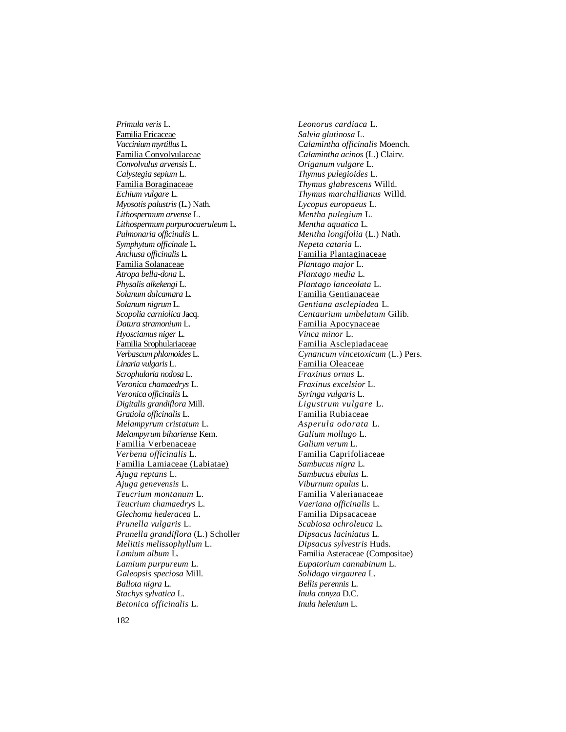*Primula veris* L.
Familia Ericaceae
*Vaccinium myrtillus* L.
Familia Convolvulaceae
*Convolvulus arvensis* L.
*Calystegia sepium* L.
Familia Boraginaceae
*Echium vulgare* L.
*Myosotis palustris* (L.) Nath.
*Lithospermum arvense* L.
*Lithospermum purpurocaeruleum* L.
*Pulmonaria officinalis* L.
*Symphytum officinale* L.
*Anchusa officinalis* L.
Familia Solanaceae
*Atropa bella-dona* L.
*Physalis alkekengi* L.
*Solanum dulcamara* L.
*Solanum nigrum* L.
*Scopolia carniolica* Jacq.
*Datura stramonium* L.
*Hyosciamus niger* L.
Familia Srophulariaceae
*Verbascum phlomoides* L.
*Linaria vulgaris* L.
*Scrophularia nodosa* L.
*Veronica chamaedrys* L.
*Veronica officinalis* L.
*Digitalis grandiflora* Mill.
*Gratiola officinalis* L.
*Melampyrum cristatum* L.
*Melampyrum bihariense* Kern.
Familia Verbenaceae
*Verbena officinalis* L.
Familia Lamiaceae (Labiatae)
*Ajuga reptans* L.
*Ajuga genevensis* L.
*Teucrium montanum* L.
*Teucrium chamaedrys* L.
*Glechoma hederacea* L.
*Prunella vulgaris* L.
*Prunella grandiflora* (L.) Scholler
*Melittis melissophyllum* L.
*Lamium album* L.
*Lamium purpureum* L.
*Galeopsis speciosa* Mill.
*Ballota nigra* L.
*Stachys sylvatica* L.
*Betonica officinalis* L.
*Leonorus cardiaca* L.
*Salvia glutinosa* L.
*Calamintha officinalis* Moench.
*Calamintha acinos* (L.) Clairv.
*Origanum vulgare* L.
*Thymus pulegioides* L.
*Thymus glabrescens* Willd.
*Thymus marchallianus* Willd.
*Lycopus europaeus* L.
*Mentha pulegium* L.
*Mentha aquatica* L.
*Mentha longifolia* (L.) Nath.
*Nepeta cataria* L.
Familia Plantaginaceae
*Plantago major* L.
*Plantago media* L.
*Plantago lanceolata* L.
Familia Gentianaceae
*Gentiana asclepiadea* L.
*Centaurium umbelatum* Gilib.
Familia Apocynaceae
*Vinca minor* L.
Familia Asclepiadaceae
*Cynancum vincetoxicum* (L.) Pers.
Familia Oleaceae
*Fraxinus ornus* L.
*Fraxinus excelsior* L.
*Syringa vulgaris* L.
*Ligustrum vulgare* L.
Familia Rubiaceae
*Asperula odorata* L.
*Galium mollugo* L.
*Galium verum* L.
Familia Caprifoliaceae
*Sambucus nigra* L.
*Sambucus ebulus* L.
*Viburnum opulus* L.
Familia Valerianaceae
*Vaeriana officinalis* L.
Familia Dipsacaceae
*Scabiosa ochroleuca* L.
*Dipsacus laciniatus* L.
*Dipsacus sylvestris* Huds.
Familia Asteraceae (Compositae)
*Eupatorium cannabinum* L.
*Solidago virgaurea* L.
*Bellis perennis* L.
*Inula conyza* D.C.
*Inula helenium* L.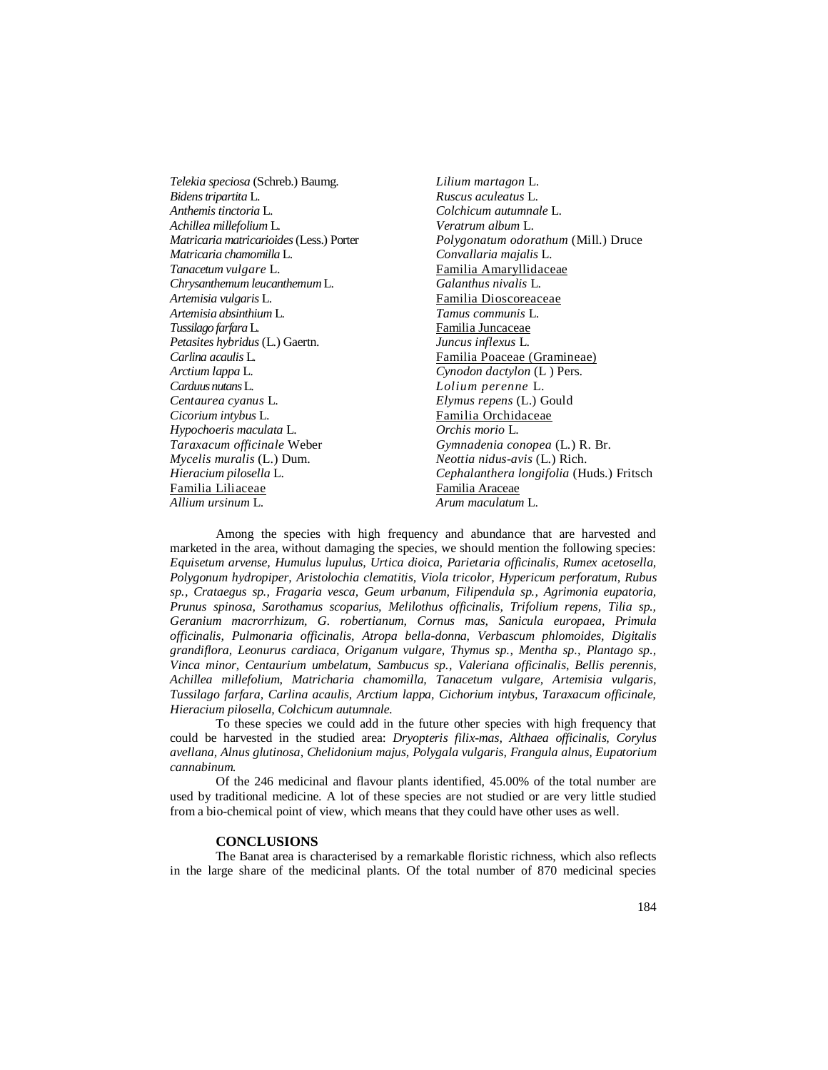*Telekia speciosa* (Schreb.) Baumg.
*Bidens tripartita* L.
*Anthemis tinctoria* L.
*Achillea millefolium* L.
*Matricaria matricarioides* (Less.) Porter
*Matricaria chamomilla* L.
*Tanacetum vulgare* L.
*Chrysanthemum leucanthemum* L.
*Artemisia vulgaris* L.
*Artemisia absinthium* L.
*Tussilago farfara* L.
*Petasites hybridus* (L.) Gaertn.
*Carlina acaulis* L.
*Arctium lappa* L.
*Carduus nutans* L.
*Centaurea cyanus* L.
*Cicorium intybus* L.
*Hypochoeris maculata* L.
*Taraxacum officinale* Weber
*Mycelis muralis* (L.) Dum.
*Hieracium pilosella* L.
<u>Familia Liliaceae</u>
*Allium ursinum* L.
*Lilium martagon* L.
*Ruscus aculeatus* L.
*Colchicum autumnale* L.
*Veratrum album* L.
*Polygonatum odorathum* (Mill.) Druce
*Convallaria majalis* L.
<u>Familia Amaryllidaceae</u>
*Galanthus nivalis* L.
<u>Familia Dioscoreaceae</u>
*Tamus communis* L.
<u>Familia Juncaceae</u>
*Juncus inflexus* L.
<u>Familia Poaceae (Gramineae)</u>
*Cynodon dactylon* (L ) Pers.
*Lolium perenne* L.
*Elymus repens* (L.) Gould
<u>Familia Orchidaceae</u>
*Orchis morio* L.
*Gymnadenia conopea* (L.) R. Br.
*Neottia nidus-avis* (L.) Rich.
*Cephalanthera longifolia* (Huds.) Fritsch
<u>Familia Araceae</u>
*Arum maculatum* L.

Among the species with high frequency and abundance that are harvested and marketed in the area, without damaging the species, we should mention the following species: *Equisetum arvense, Humulus lupulus, Urtica dioica, Parietaria officinalis, Rumex acetosella, Polygonum hydropiper, Aristolochia clematitis, Viola tricolor, Hypericum perforatum, Rubus sp., Crataegus sp., Fragaria vesca, Geum urbanum, Filipendula sp., Agrimonia eupatoria, Prunus spinosa, Sarothamus scoparius, Melilothus officinalis, Trifolium repens, Tilia sp., Geranium macrorrhizum, G. robertianum, Cornus mas, Sanicula europaea, Primula officinalis, Pulmonaria officinalis, Atropa bella-donna, Verbascum phlomoides, Digitalis grandiflora, Leonurus cardiaca, Origanum vulgare, Thymus sp., Mentha sp., Plantago sp., Vinca minor, Centaurium umbelatum, Sambucus sp., Valeriana officinalis, Bellis perennis, Achillea millefolium, Matricharia chamomilla, Tanacetum vulgare, Artemisia vulgaris, Tussilago farfara, Carlina acaulis, Arctium lappa, Cichorium intybus, Taraxacum officinale, Hieracium pilosella, Colchicum autumnale.*

To these species we could add in the future other species with high frequency that could be harvested in the studied area: *Dryopteris filix-mas, Althaea officinalis, Corylus avellana, Alnus glutinosa, Chelidonium majus, Polygala vulgaris, Frangula alnus, Eupatorium cannabinum.*

Of the 246 medicinal and flavour plants identified, 45.00% of the total number are used by traditional medicine. A lot of these species are not studied or are very little studied from a bio-chemical point of view, which means that they could have other uses as well.

## CONCLUSIONS

The Banat area is characterised by a remarkable floristic richness, which also reflects in the large share of the medicinal plants. Of the total number of 870 medicinal species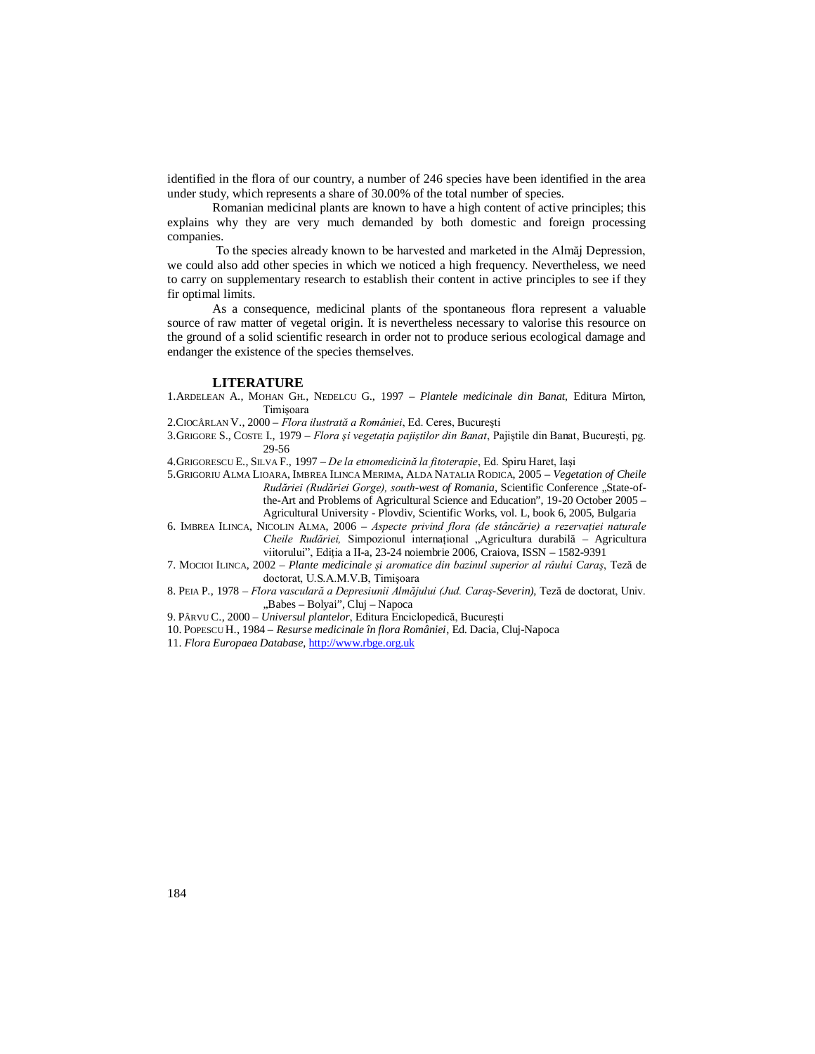identified in the flora of our country, a number of 246 species have been identified in the area under study, which represents a share of 30.00% of the total number of species.

Romanian medicinal plants are known to have a high content of active principles; this explains why they are very much demanded by both domestic and foreign processing companies.

To the species already known to be harvested and marketed in the Almăj Depression, we could also add other species in which we noticed a high frequency. Nevertheless, we need to carry on supplementary research to establish their content in active principles to see if they fir optimal limits.

As a consequence, medicinal plants of the spontaneous flora represent a valuable source of raw matter of vegetal origin. It is nevertheless necessary to valorise this resource on the ground of a solid scientific research in order not to produce serious ecological damage and endanger the existence of the species themselves.

## LITERATURE

1. ARDELEAN A., MOHAN GH., NEDELCU G., 1997 – *Plantele medicinale din Banat*, Editura Mirton, Timişoara
2. CIOCÂRLAN V., 2000 – *Flora ilustrată a României*, Ed. Ceres, Bucureşti
3. GRIGORE S., COSTE I., 1979 – *Flora şi vegetaţia pajiştilor din Banat*, Pajiştile din Banat, Bucureşti, pg. 29-56
4. GRIGORESCU E., SILVA F., 1997 – *De la etnomedicină la fitoterapie*, Ed. Spiru Haret, Iaşi
5. GRIGORIU ALMA LIOARA, IMBREA ILINCA MERIMA, ALDA NATALIA RODICA, 2005 – *Vegetation of Cheile Rudăriei (Rudăriei Gorge), south-west of Romania*, Scientific Conference „State-of-the-Art and Problems of Agricultural Science and Education", 19-20 October 2005 – Agricultural University - Plovdiv, Scientific Works, vol. L, book 6, 2005, Bulgaria
6. IMBREA ILINCA, NICOLIN ALMA, 2006 – *Aspecte privind flora (de stâncărie) a rezervației naturale Cheile Rudăriei,* Simpozionul internațional „Agricultura durabilă – Agricultura viitorului", Ediția a II-a, 23-24 noiembrie 2006, Craiova, ISSN – 1582-9391
7. MOCIOI ILINCA, 2002 – *Plante medicinale şi aromatice din bazinul superior al râului Caraş*, Teză de doctorat, U.S.A.M.V.B, Timişoara
8. PEIA P., 1978 – *Flora vasculară a Depresiunii Almăjului (Jud. Caraş-Severin)*, Teză de doctorat, Univ. „Babes – Bolyai", Cluj – Napoca
9. PÂRVU C., 2000 – *Universul plantelor*, Editura Enciclopedică, Bucureşti
10. POPESCU H., 1984 – *Resurse medicinale în flora României*, Ed. Dacia, Cluj-Napoca
11. *Flora Europaea Database*, http://www.rbge.org.uk